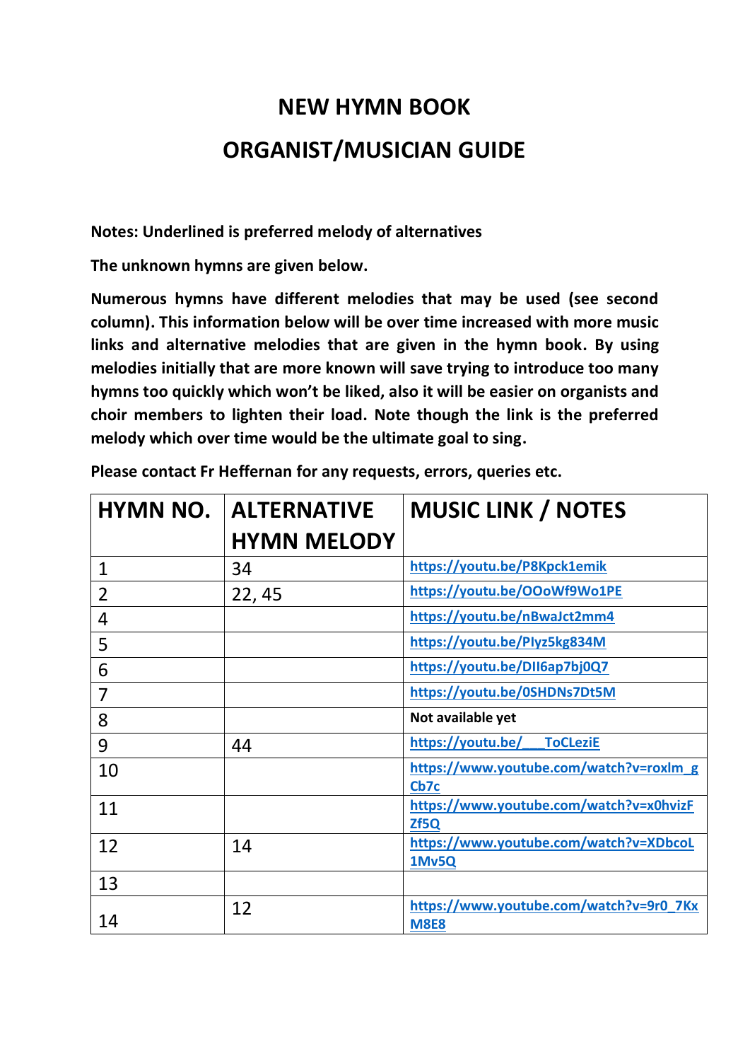# NEW HYMN BOOK

# ORGANIST/MUSICIAN GUIDE

**Notes: Underlined is preferred melody of alternatives**

**The unknown hymns are given below.**

**Numerous hymns have different melodies that may be used (see second column). This information below will be over time increased with more music links and alternative melodies that are given in the hymn book. By using melodies initially that are more known will save trying to introduce too many hymns too quickly which won't be liked, also it will be easier on organists and choir members to lighten their load. Note though the link is the preferred melody which over time would be the ultimate goal to sing.**

**Please contact Fr Heffernan for any requests, errors, queries etc.**

| HYMN NO. | ALTERNATIVE HYMN MELODY | MUSIC LINK / NOTES |
|---|---|---|
| 1 | 34 | https://youtu.be/P8Kpck1emik |
| 2 | 22, 45 | https://youtu.be/OOoWf9Wo1PE |
| 4 | | https://youtu.be/nBwaJct2mm4 |
| 5 | | https://youtu.be/Plyz5kg834M |
| 6 | | https://youtu.be/DII6ap7bj0Q7 |
| 7 | | https://youtu.be/0SHDNs7Dt5M |
| 8 | | Not available yet |
| 9 | 44 | https://youtu.be/___ToCLeziE |
| 10 | | https://www.youtube.com/watch?v=roxlm_gCb7c |
| 11 | | https://www.youtube.com/watch?v=x0hvizFZf5Q |
| 12 | 14 | https://www.youtube.com/watch?v=XDbcoL1Mv5Q |
| 13 | | |
| 14 | 12 | https://www.youtube.com/watch?v=9r0_7KxM8E8 |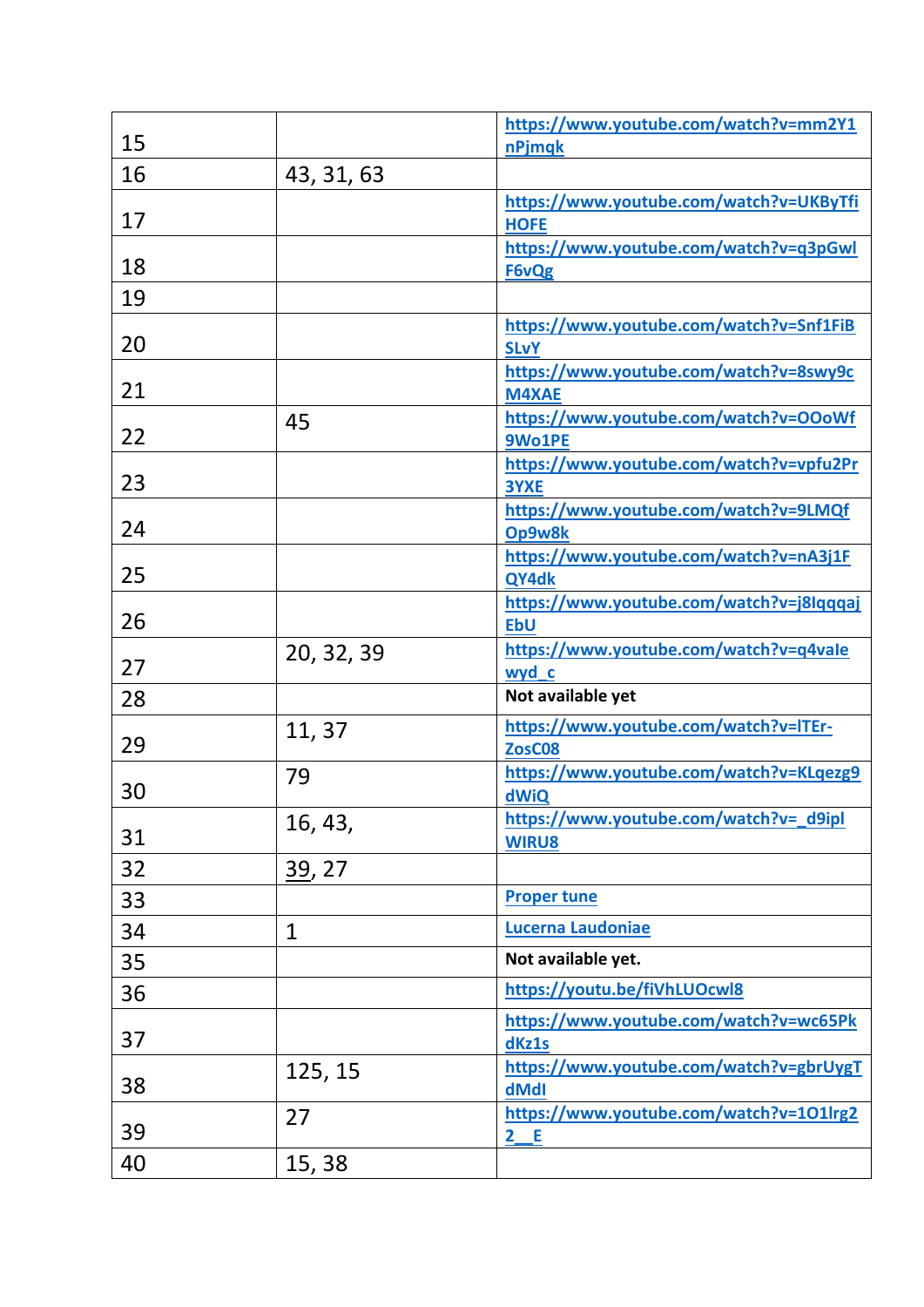| | | |
|---|---|---|
| 15 | | https://www.youtube.com/watch?v=mm2Y1nPjmqk |
| 16 | 43, 31, 63 | |
| 17 | | https://www.youtube.com/watch?v=UKByTfiHOFE |
| 18 | | https://www.youtube.com/watch?v=q3pGwlF6vQg |
| 19 | | |
| 20 | | https://www.youtube.com/watch?v=Snf1FiBSLvY |
| 21 | | https://www.youtube.com/watch?v=8swy9cM4XAE |
| 22 | 45 | https://www.youtube.com/watch?v=OOoWf9Wo1PE |
| 23 | | https://www.youtube.com/watch?v=vpfu2Pr3YXE |
| 24 | | https://www.youtube.com/watch?v=9LMQfOp9w8k |
| 25 | | https://www.youtube.com/watch?v=nA3j1FQY4dk |
| 26 | | https://www.youtube.com/watch?v=j8lqqqajEbU |
| 27 | 20, 32, 39 | https://www.youtube.com/watch?v=q4vaIewyd_c |
| 28 | | **Not available yet** |
| 29 | 11, 37 | https://www.youtube.com/watch?v=lTEr-ZosC08 |
| 30 | 79 | https://www.youtube.com/watch?v=KLqezg9dWiQ |
| 31 | 16, 43, | https://www.youtube.com/watch?v=_d9iplWIRU8 |
| 32 | 39, 27 | |
| 33 | | Proper tune |
| 34 | 1 | Lucerna Laudoniae |
| 35 | | **Not available yet.** |
| 36 | | https://youtu.be/fiVhLUOcwl8 |
| 37 | | https://www.youtube.com/watch?v=wc65PkdKz1s |
| 38 | 125, 15 | https://www.youtube.com/watch?v=gbrUygTdMdI |
| 39 | 27 | https://www.youtube.com/watch?v=1O1lrg22__E |
| 40 | 15, 38 | |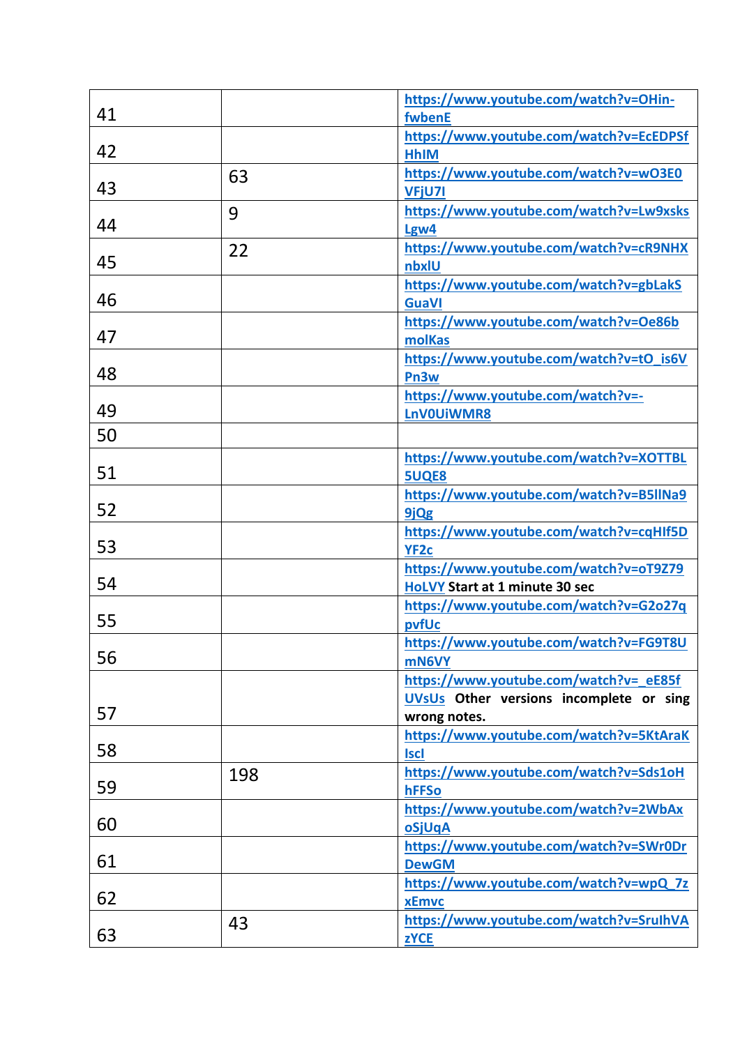| | | |
|---|---|---|
| 41 | | https://www.youtube.com/watch?v=OHin-fwbenE |
| 42 | | https://www.youtube.com/watch?v=EcEDPSfHhIM |
| 43 | 63 | https://www.youtube.com/watch?v=wO3E0VFjU7I |
| 44 | 9 | https://www.youtube.com/watch?v=Lw9xsksLgw4 |
| 45 | 22 | https://www.youtube.com/watch?v=cR9NHXnbxlU |
| 46 | | https://www.youtube.com/watch?v=gbLakSGuaVI |
| 47 | | https://www.youtube.com/watch?v=Oe86bmolKas |
| 48 | | https://www.youtube.com/watch?v=tO_is6VPn3w |
| 49 | | https://www.youtube.com/watch?v=-LnV0UiWMR8 |
| 50 | | |
| 51 | | https://www.youtube.com/watch?v=XOTTBL5UQE8 |
| 52 | | https://www.youtube.com/watch?v=B5llNa99jQg |
| 53 | | https://www.youtube.com/watch?v=cqHIf5DYF2c |
| 54 | | https://www.youtube.com/watch?v=oT9Z79HoLVY **Start at 1 minute 30 sec** |
| 55 | | https://www.youtube.com/watch?v=G2o27qpvfUc |
| 56 | | https://www.youtube.com/watch?v=FG9T8UmN6VY |
| 57 | | https://www.youtube.com/watch?v=_eE85fUVsUs **Other versions incomplete or sing wrong notes.** |
| 58 | | https://www.youtube.com/watch?v=5KtAraKIscI |
| 59 | 198 | https://www.youtube.com/watch?v=Sds1oHhFFSo |
| 60 | | https://www.youtube.com/watch?v=2WbAxoSjUqA |
| 61 | | https://www.youtube.com/watch?v=SWr0DrDewGM |
| 62 | | https://www.youtube.com/watch?v=wpQ_7zxEmvc |
| 63 | 43 | https://www.youtube.com/watch?v=SrulhVAzYCE |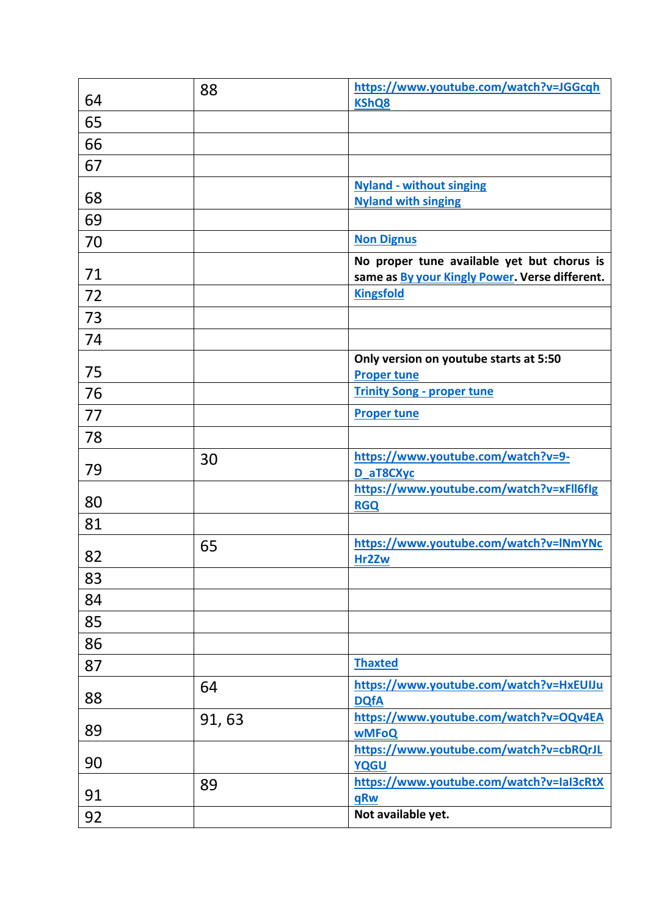| | | |
|---|---|---|
| 64 | 88 | https://www.youtube.com/watch?v=JGGcqhKShQ8 |
| 65 | | |
| 66 | | |
| 67 | | |
| 68 | | Nyland - without singing<br>Nyland with singing |
| 69 | | |
| 70 | | Non Dignus |
| 71 | | **No proper tune available yet but chorus is same as** By your Kingly Power**. Verse different.** |
| 72 | | Kingsfold |
| 73 | | |
| 74 | | |
| 75 | | **Only version on youtube starts at 5:50**<br>Proper tune |
| 76 | | Trinity Song - proper tune |
| 77 | | Proper tune |
| 78 | | |
| 79 | 30 | https://www.youtube.com/watch?v=9-D_aT8CXyc |
| 80 | | https://www.youtube.com/watch?v=xFll6flgRGQ |
| 81 | | |
| 82 | 65 | https://www.youtube.com/watch?v=lNmYNcHr2Zw |
| 83 | | |
| 84 | | |
| 85 | | |
| 86 | | |
| 87 | | Thaxted |
| 88 | 64 | https://www.youtube.com/watch?v=HxEUIJuDQfA |
| 89 | 91, 63 | https://www.youtube.com/watch?v=OQv4EAwMFoQ |
| 90 | | https://www.youtube.com/watch?v=cbRQrJLYQGU |
| 91 | 89 | https://www.youtube.com/watch?v=Ial3cRtXqRw |
| 92 | | **Not available yet.** |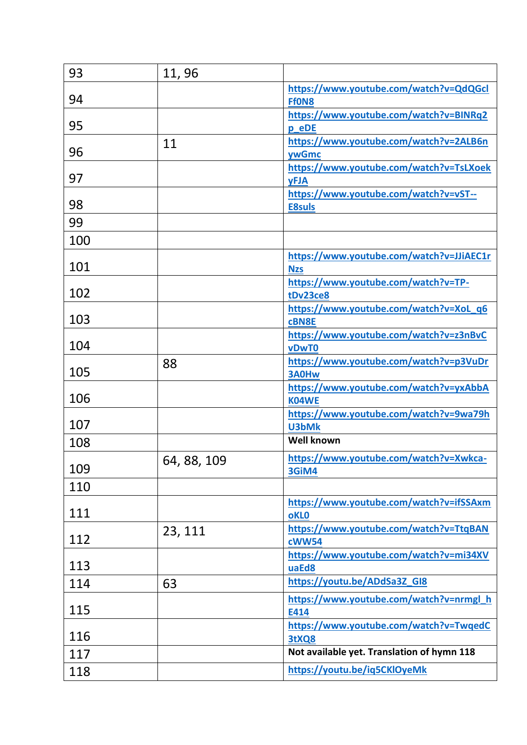| 93 | 11, 96 | |
|---|---|---|
| 94 | | https://www.youtube.com/watch?v=QdQGclFf0N8 |
| 95 | | https://www.youtube.com/watch?v=BINRq2p_eDE |
| 96 | 11 | https://www.youtube.com/watch?v=2ALB6nywGmc |
| 97 | | https://www.youtube.com/watch?v=TsLXoekyFJA |
| 98 | | https://www.youtube.com/watch?v=vST--E8suls |
| 99 | | |
| 100 | | |
| 101 | | https://www.youtube.com/watch?v=JJiAEC1rNzs |
| 102 | | https://www.youtube.com/watch?v=TP-tDv23ce8 |
| 103 | | https://www.youtube.com/watch?v=XoL_q6cBN8E |
| 104 | | https://www.youtube.com/watch?v=z3nBvCvDwT0 |
| 105 | 88 | https://www.youtube.com/watch?v=p3VuDr3A0Hw |
| 106 | | https://www.youtube.com/watch?v=yxAbbAK04WE |
| 107 | | https://www.youtube.com/watch?v=9wa79hU3bMk |
| 108 | | **Well known** |
| 109 | 64, 88, 109 | https://www.youtube.com/watch?v=Xwkca-3GiM4 |
| 110 | | |
| 111 | | https://www.youtube.com/watch?v=ifSSAxmoKL0 |
| 112 | 23, 111 | https://www.youtube.com/watch?v=TtqBANcWW54 |
| 113 | | https://www.youtube.com/watch?v=mi34XVuaEd8 |
| 114 | 63 | https://youtu.be/ADdSa3Z_GI8 |
| 115 | | https://www.youtube.com/watch?v=nrmgl_hE414 |
| 116 | | https://www.youtube.com/watch?v=TwqedC3tXQ8 |
| 117 | | **Not available yet. Translation of hymn 118** |
| 118 | | https://youtu.be/iq5CKlOyeMk |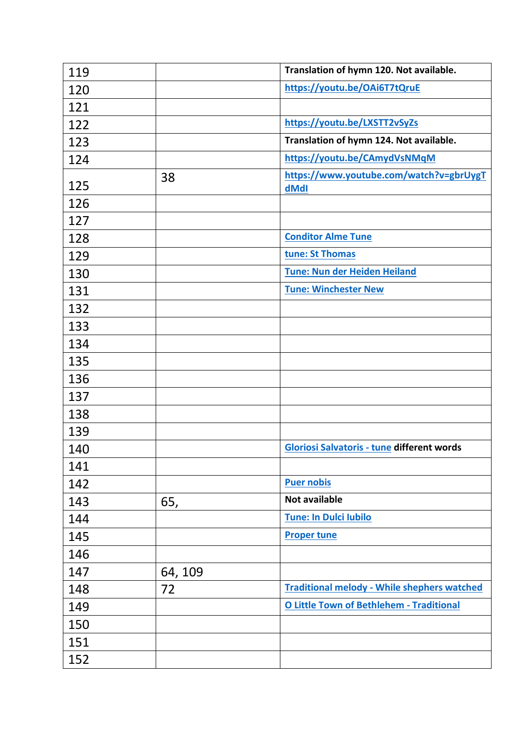| | | |
|---|---|---|
| 119 | | **Translation of hymn 120. Not available.** |
| 120 | | **https://youtu.be/OAi6T7tQruE** |
| 121 | | |
| 122 | | **https://youtu.be/LXSTT2vSyZs** |
| 123 | | **Translation of hymn 124. Not available.** |
| 124 | | **https://youtu.be/CAmydVsNMqM** |
| 125 | 38 | **https://www.youtube.com/watch?v=gbrUygTdMdI** |
| 126 | | |
| 127 | | |
| 128 | | **Conditor Alme Tune** |
| 129 | | **tune: St Thomas** |
| 130 | | **Tune: Nun der Heiden Heiland** |
| 131 | | **Tune: Winchester New** |
| 132 | | |
| 133 | | |
| 134 | | |
| 135 | | |
| 136 | | |
| 137 | | |
| 138 | | |
| 139 | | |
| 140 | | **Gloriosi Salvatoris - tune different words** |
| 141 | | |
| 142 | | **Puer nobis** |
| 143 | 65, | **Not available** |
| 144 | | **Tune: In Dulci Iubilo** |
| 145 | | **Proper tune** |
| 146 | | |
| 147 | 64, 109 | |
| 148 | 72 | **Traditional melody - While shephers watched** |
| 149 | | **O Little Town of Bethlehem - Traditional** |
| 150 | | |
| 151 | | |
| 152 | | |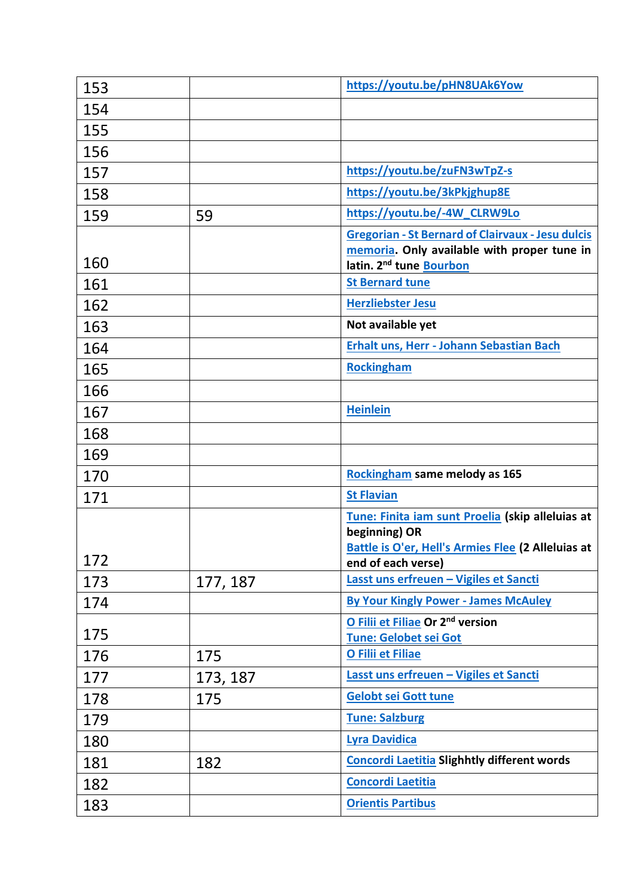| 153 | | https://youtu.be/pHN8UAk6Yow |
|---|---|---|
| 154 | | |
| 155 | | |
| 156 | | |
| 157 | | https://youtu.be/zuFN3wTpZ-s |
| 158 | | https://youtu.be/3kPkjghup8E |
| 159 | 59 | https://youtu.be/-4W_CLRW9Lo |
| 160 | | Gregorian - St Bernard of Clairvaux - Jesu dulcis memoria. **Only available with proper tune in latin. 2nd tune** Bourbon |
| 161 | | St Bernard tune |
| 162 | | Herzliebster Jesu |
| 163 | | **Not available yet** |
| 164 | | Erhalt uns, Herr - Johann Sebastian Bach |
| 165 | | Rockingham |
| 166 | | |
| 167 | | Heinlein |
| 168 | | |
| 169 | | |
| 170 | | Rockingham **same melody as 165** |
| 171 | | St Flavian |
| 172 | | Tune: Finita iam sunt Proelia **(skip alleluias at beginning) OR** Battle is O'er, Hell's Armies Flee **(2 Alleluias at end of each verse)** |
| 173 | 177, 187 | Lasst uns erfreuen – Vigiles et Sancti |
| 174 | | By Your Kingly Power - James McAuley |
| 175 | | O Filii et Filiae **Or 2nd version** Tune: Gelobet sei Got |
| 176 | 175 | O Filii et Filiae |
| 177 | 173, 187 | Lasst uns erfreuen – Vigiles et Sancti |
| 178 | 175 | Gelobt sei Gott tune |
| 179 | | Tune: Salzburg |
| 180 | | Lyra Davidica |
| 181 | 182 | Concordi Laetitia **Slighhtly different words** |
| 182 | | Concordi Laetitia |
| 183 | | Orientis Partibus |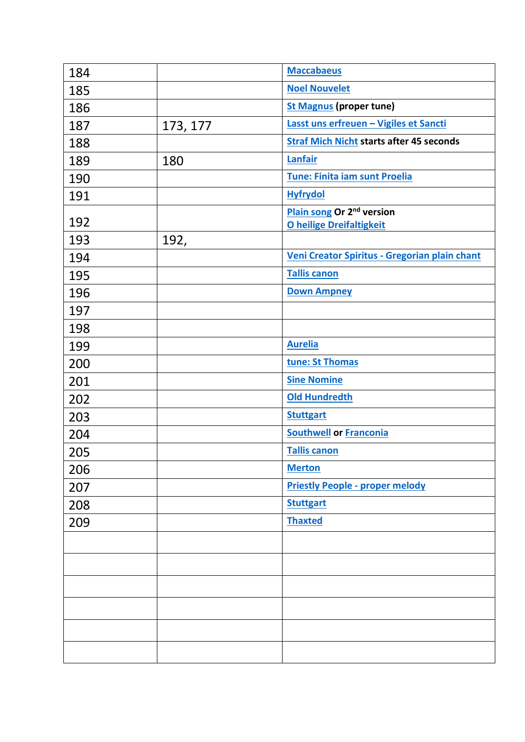| | | |
|---|---|---|
| 184 | | Maccabaeus |
| 185 | | Noel Nouvelet |
| 186 | | St Magnus **(proper tune)** |
| 187 | 173, 177 | Lasst uns erfreuen – Vigiles et Sancti |
| 188 | | Straf Mich Nicht **starts after 45 seconds** |
| 189 | 180 | Lanfair |
| 190 | | Tune: Finita iam sunt Proelia |
| 191 | | Hyfrydol |
| 192 | | Plain song **Or 2nd version**<br>O heilige Dreifaltigkeit |
| 193 | 192, | |
| 194 | | Veni Creator Spiritus - Gregorian plain chant |
| 195 | | Tallis canon |
| 196 | | Down Ampney |
| 197 | | |
| 198 | | |
| 199 | | Aurelia |
| 200 | | tune: St Thomas |
| 201 | | Sine Nomine |
| 202 | | Old Hundredth |
| 203 | | Stuttgart |
| 204 | | Southwell **or** Franconia |
| 205 | | Tallis canon |
| 206 | | Merton |
| 207 | | Priestly People - proper melody |
| 208 | | Stuttgart |
| 209 | | Thaxted |
| | | |
| | | |
| | | |
| | | |
| | | |
| | | |